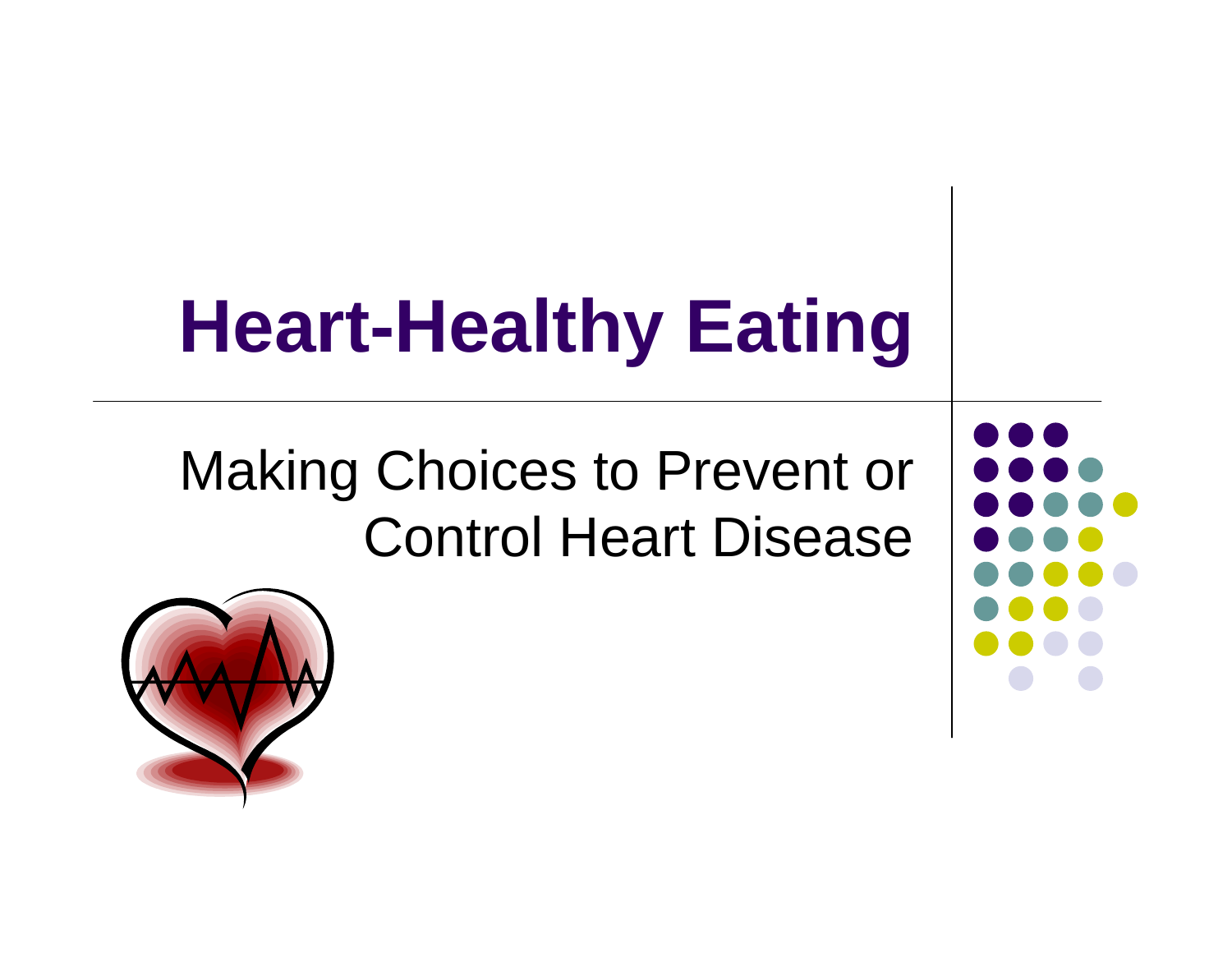# Heart-Healthy Eating

Making Choices to Prevent or Control Heart Disease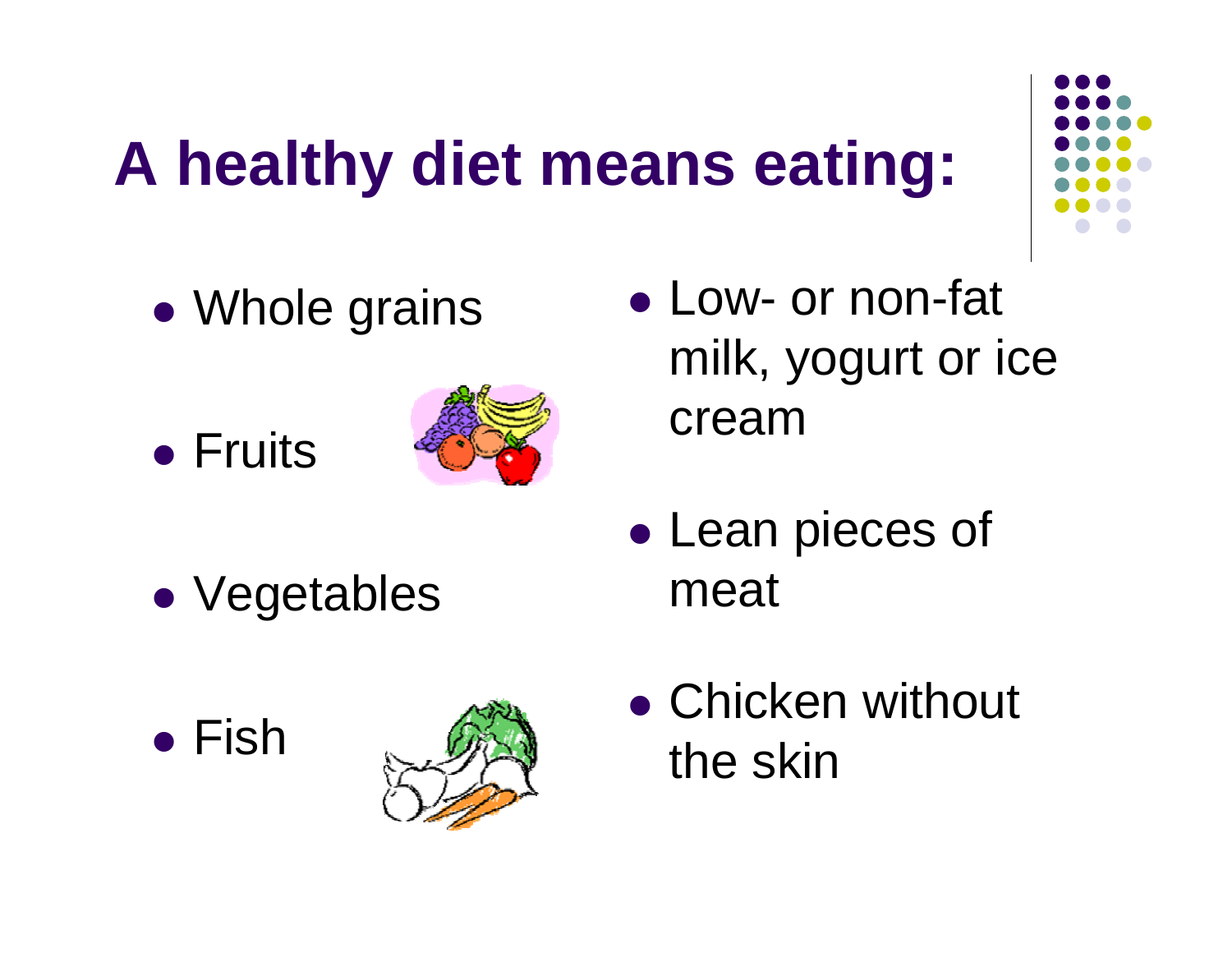# A healthy diet means eating:

- Whole grains
- Fruits
- Vegetables
- Fish
- Low- or non-fat milk, yogurt or ice cream
- Lean pieces of meat
- Chicken without the skin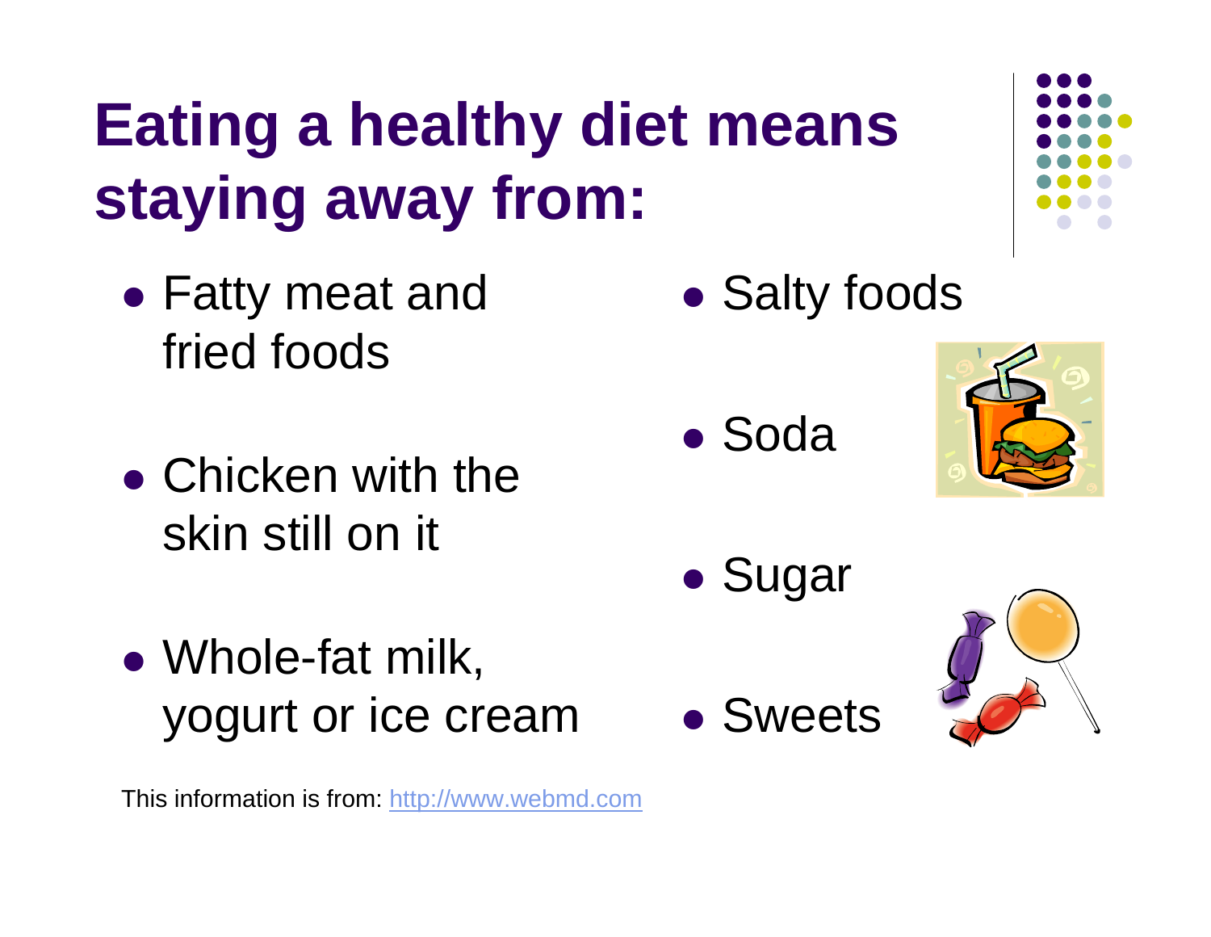# Eating a healthy diet means staying away from:

- Fatty meat and fried foods
- Chicken with the skin still on it
- Whole-fat milk, yogurt or ice cream
- Salty foods
- Soda
- Sugar
- Sweets

This information is from: http://www.webmd.com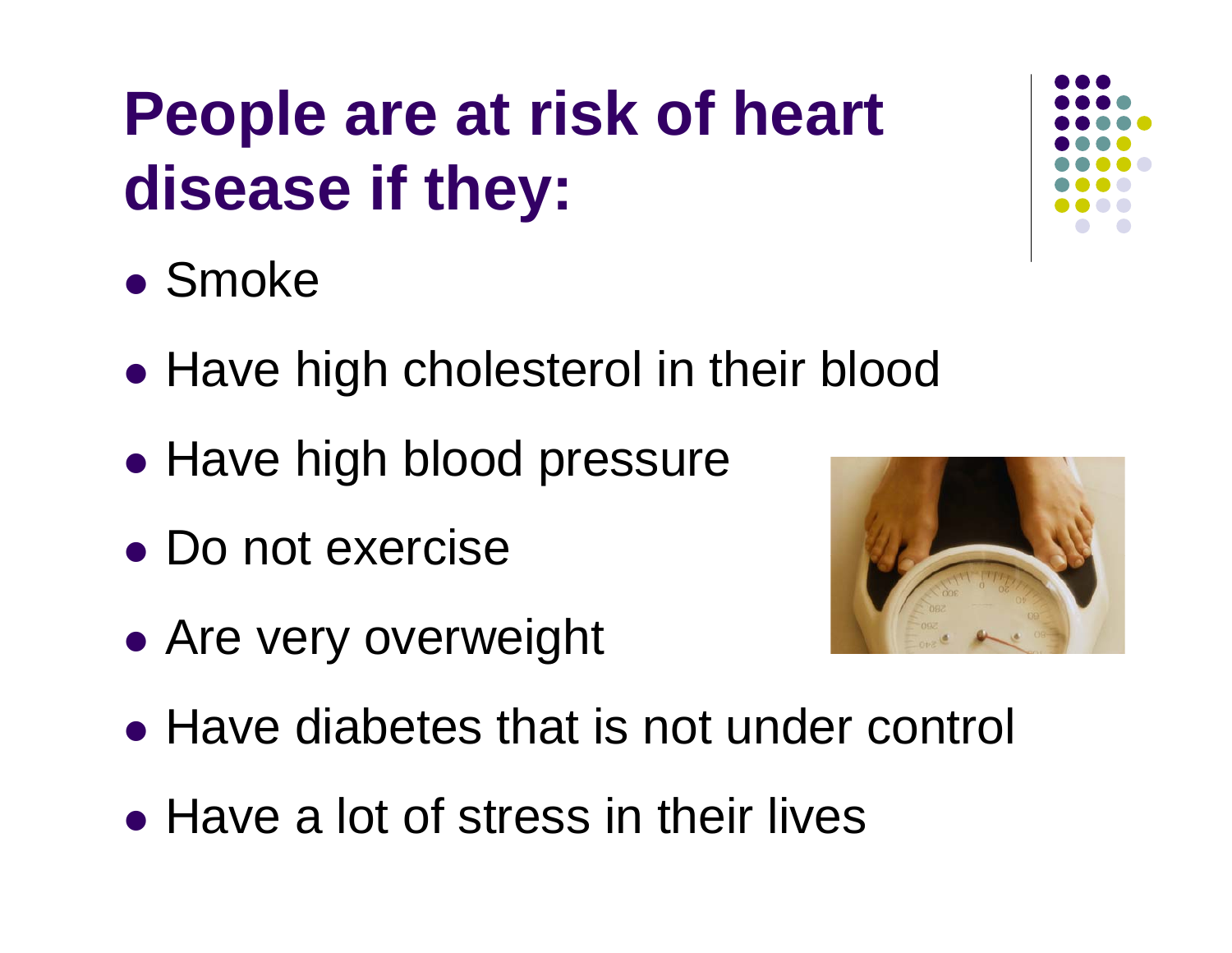# People are at risk of heart disease if they:

- Smoke
- Have high cholesterol in their blood
- Have high blood pressure
- Do not exercise
- Are very overweight
- Have diabetes that is not under control
- Have a lot of stress in their lives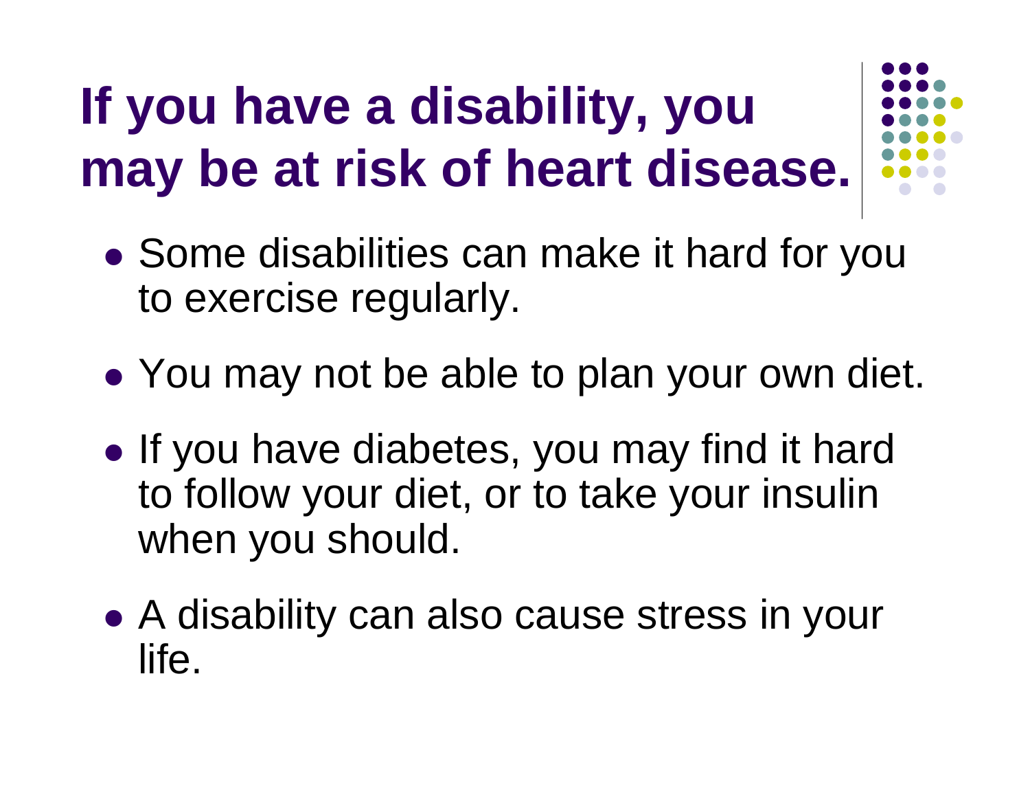# If you have a disability, you may be at risk of heart disease.

- Some disabilities can make it hard for you to exercise regularly.
- You may not be able to plan your own diet.
- If you have diabetes, you may find it hard to follow your diet, or to take your insulin when you should.
- A disability can also cause stress in your life.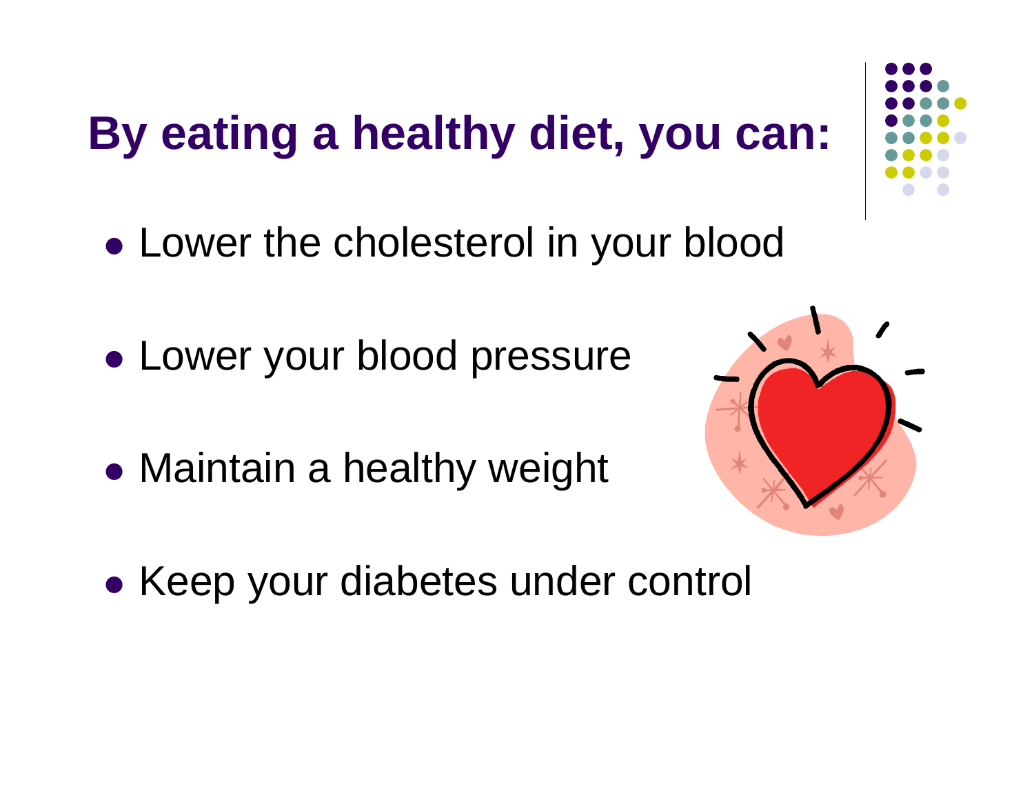# By eating a healthy diet, you can:

- Lower the cholesterol in your blood
- Lower your blood pressure
- Maintain a healthy weight
- Keep your diabetes under control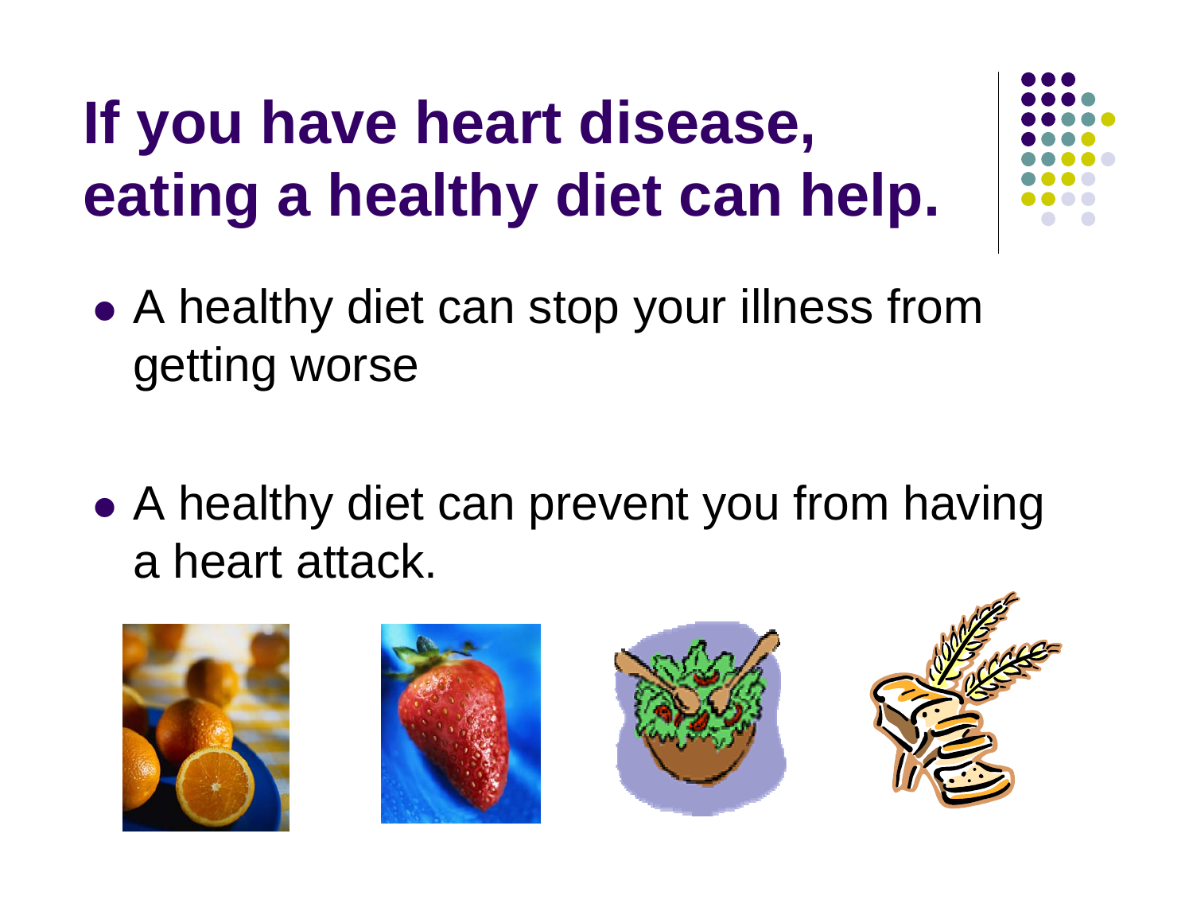# If you have heart disease, eating a healthy diet can help.

- A healthy diet can stop your illness from getting worse

- A healthy diet can prevent you from having a heart attack.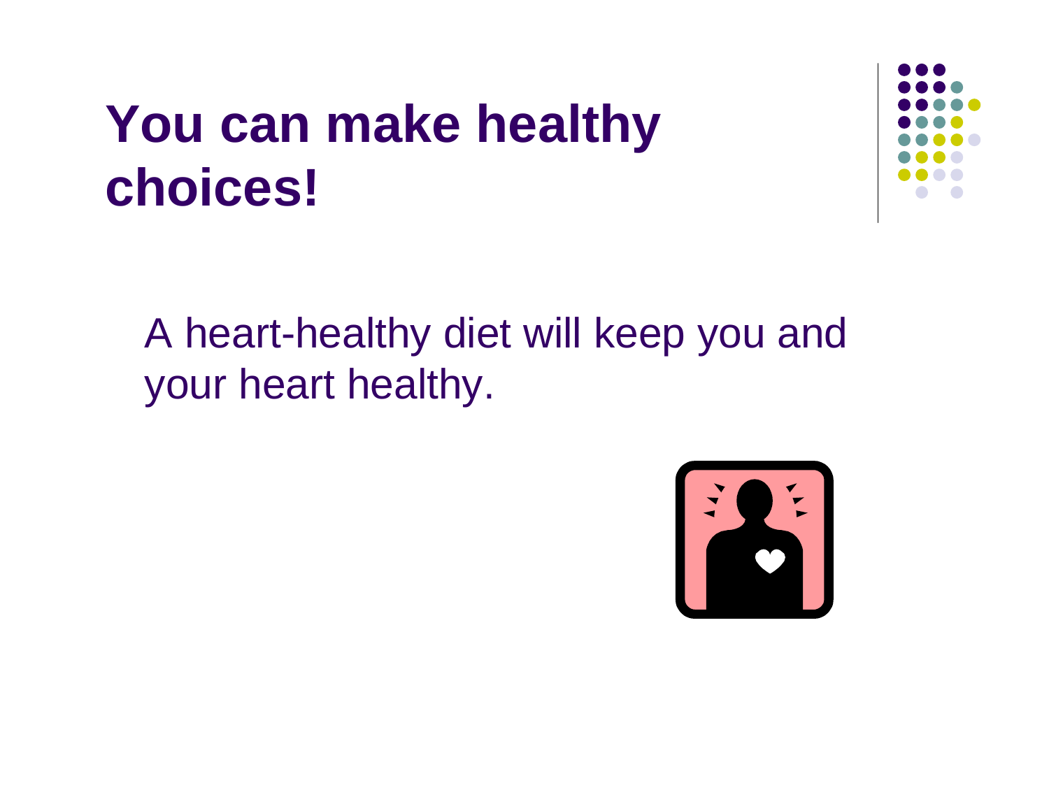# You can make healthy choices!

A heart-healthy diet will keep you and your heart healthy.